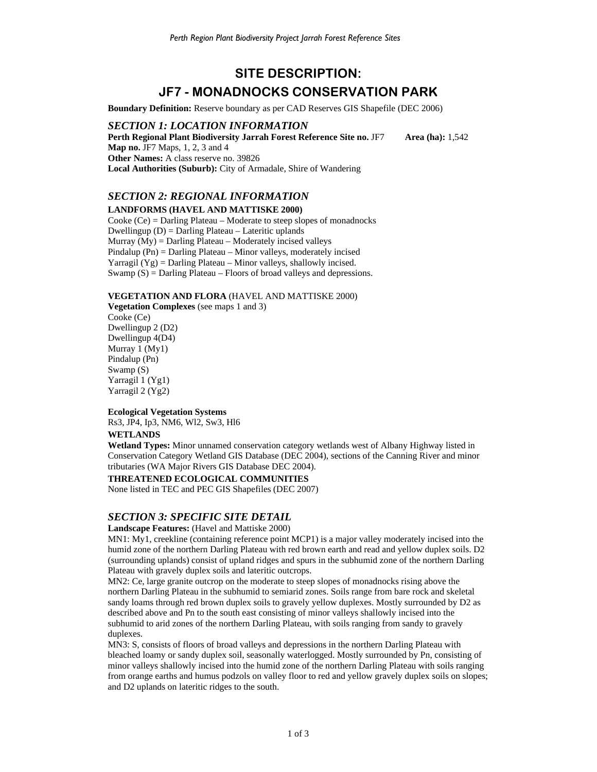# SITE DESCRIPTION:

# JF7 - MONADNOCKS CONSERVATION PARK

**Boundary Definition:** Reserve boundary as per CAD Reserves GIS Shapefile (DEC 2006)

## *SECTION 1: LOCATION INFORMATION*

**Perth Regional Plant Biodiversity Jarrah Forest Reference Site no.** JF7 **Area (ha):** 1,542
**Map no.** JF7 Maps, 1, 2, 3 and 4
**Other Names:** A class reserve no. 39826
**Local Authorities (Suburb):** City of Armadale, Shire of Wandering

## *SECTION 2: REGIONAL INFORMATION*

**LANDFORMS (HAVEL AND MATTISKE 2000)**

Cooke (Ce) = Darling Plateau – Moderate to steep slopes of monadnocks
Dwellingup (D) = Darling Plateau – Lateritic uplands
Murray (My) = Darling Plateau – Moderately incised valleys
Pindalup (Pn) = Darling Plateau – Minor valleys, moderately incised
Yarragil (Yg) = Darling Plateau – Minor valleys, shallowly incised.
Swamp (S) = Darling Plateau – Floors of broad valleys and depressions.

**VEGETATION AND FLORA** (HAVEL AND MATTISKE 2000)

**Vegetation Complexes** (see maps 1 and 3)
Cooke (Ce)
Dwellingup 2 (D2)
Dwellingup 4(D4)
Murray 1 (My1)
Pindalup (Pn)
Swamp (S)
Yarragil 1 (Yg1)
Yarragil 2 (Yg2)

**Ecological Vegetation Systems**
Rs3, JP4, Ip3, NM6, Wl2, Sw3, Hl6

**WETLANDS**

**Wetland Types:** Minor unnamed conservation category wetlands west of Albany Highway listed in Conservation Category Wetland GIS Database (DEC 2004), sections of the Canning River and minor tributaries (WA Major Rivers GIS Database DEC 2004).

**THREATENED ECOLOGICAL COMMUNITIES**

None listed in TEC and PEC GIS Shapefiles (DEC 2007)

## *SECTION 3: SPECIFIC SITE DETAIL*

**Landscape Features:** (Havel and Mattiske 2000)

MN1: My1, creekline (containing reference point MCP1) is a major valley moderately incised into the humid zone of the northern Darling Plateau with red brown earth and read and yellow duplex soils. D2 (surrounding uplands) consist of upland ridges and spurs in the subhumid zone of the northern Darling Plateau with gravely duplex soils and lateritic outcrops.

MN2: Ce, large granite outcrop on the moderate to steep slopes of monadnocks rising above the northern Darling Plateau in the subhumid to semiarid zones. Soils range from bare rock and skeletal sandy loams through red brown duplex soils to gravely yellow duplexes. Mostly surrounded by D2 as described above and Pn to the south east consisting of minor valleys shallowly incised into the subhumid to arid zones of the northern Darling Plateau, with soils ranging from sandy to gravely duplexes.

MN3: S, consists of floors of broad valleys and depressions in the northern Darling Plateau with bleached loamy or sandy duplex soil, seasonally waterlogged. Mostly surrounded by Pn, consisting of minor valleys shallowly incised into the humid zone of the northern Darling Plateau with soils ranging from orange earths and humus podzols on valley floor to red and yellow gravely duplex soils on slopes; and D2 uplands on lateritic ridges to the south.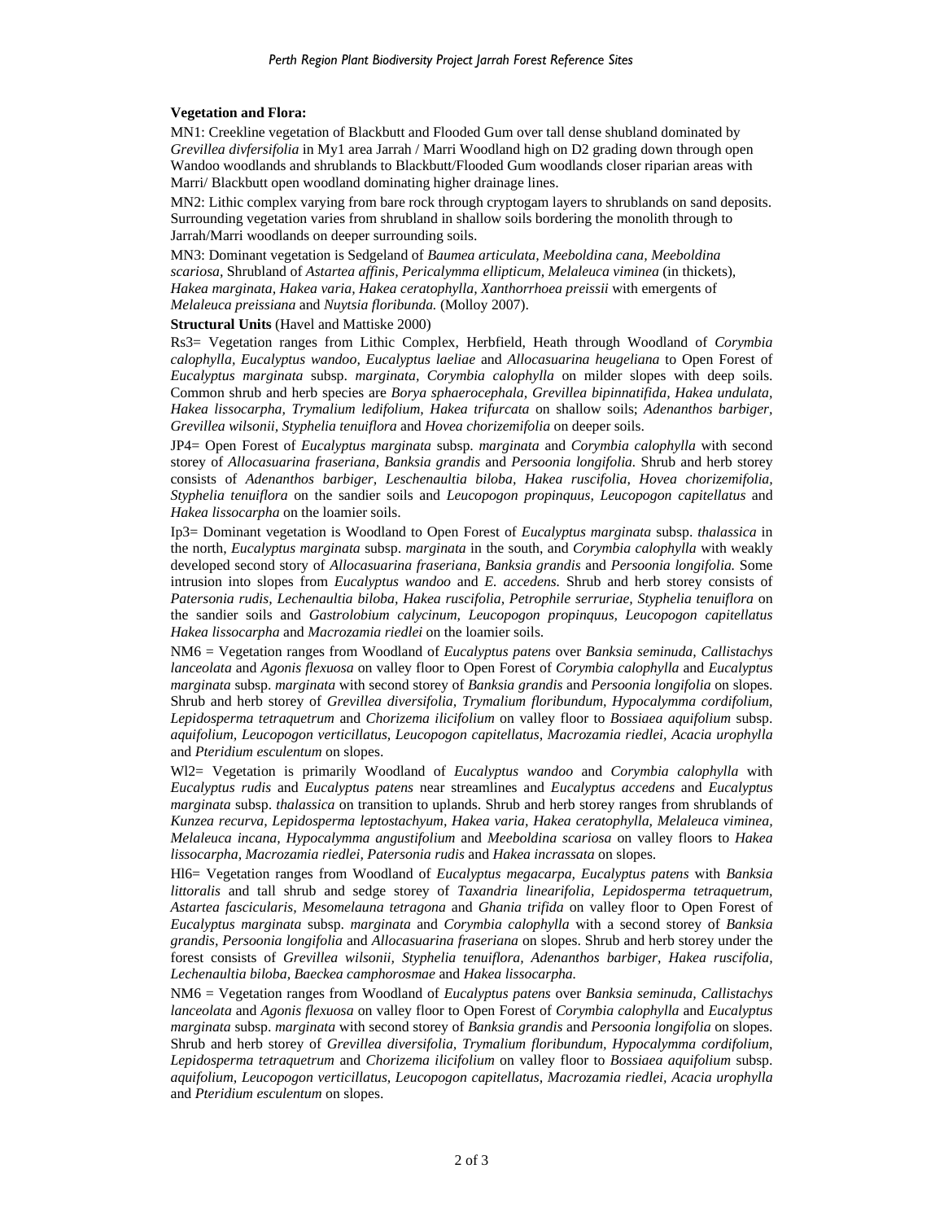**Vegetation and Flora:**

MN1: Creekline vegetation of Blackbutt and Flooded Gum over tall dense shubland dominated by *Grevillea divfersifolia* in My1 area Jarrah / Marri Woodland high on D2 grading down through open Wandoo woodlands and shrublands to Blackbutt/Flooded Gum woodlands closer riparian areas with Marri/ Blackbutt open woodland dominating higher drainage lines.

MN2: Lithic complex varying from bare rock through cryptogam layers to shrublands on sand deposits. Surrounding vegetation varies from shrubland in shallow soils bordering the monolith through to Jarrah/Marri woodlands on deeper surrounding soils.

MN3: Dominant vegetation is Sedgeland of *Baumea articulata, Meeboldina cana, Meeboldina scariosa,* Shrubland of *Astartea affinis, Pericalymma ellipticum, Melaleuca viminea* (in thickets), *Hakea marginata, Hakea varia, Hakea ceratophylla, Xanthorrhoea preissii* with emergents of *Melaleuca preissiana* and *Nuytsia floribunda.* (Molloy 2007).

**Structural Units** (Havel and Mattiske 2000)

Rs3= Vegetation ranges from Lithic Complex, Herbfield, Heath through Woodland of *Corymbia calophylla, Eucalyptus wandoo, Eucalyptus laeliae* and *Allocasuarina heugeliana* to Open Forest of *Eucalyptus marginata* subsp. *marginata, Corymbia calophylla* on milder slopes with deep soils. Common shrub and herb species are *Borya sphaerocephala, Grevillea bipinnatifida, Hakea undulata, Hakea lissocarpha, Trymalium ledifolium, Hakea trifurcata* on shallow soils; *Adenanthos barbiger, Grevillea wilsonii, Styphelia tenuiflora* and *Hovea chorizemifolia* on deeper soils.

JP4= Open Forest of *Eucalyptus marginata* subsp. *marginata* and *Corymbia calophylla* with second storey of *Allocasuarina fraseriana, Banksia grandis* and *Persoonia longifolia.* Shrub and herb storey consists of *Adenanthos barbiger, Leschenaultia biloba, Hakea ruscifolia, Hovea chorizemifolia, Styphelia tenuiflora* on the sandier soils and *Leucopogon propinquus, Leucopogon capitellatus* and *Hakea lissocarpha* on the loamier soils.

Ip3= Dominant vegetation is Woodland to Open Forest of *Eucalyptus marginata* subsp. *thalassica* in the north, *Eucalyptus marginata* subsp. *marginata* in the south, and *Corymbia calophylla* with weakly developed second story of *Allocasuarina fraseriana, Banksia grandis* and *Persoonia longifolia.* Some intrusion into slopes from *Eucalyptus wandoo* and *E. accedens.* Shrub and herb storey consists of *Patersonia rudis, Lechenaultia biloba, Hakea ruscifolia, Petrophile serruriae, Styphelia tenuiflora* on the sandier soils and *Gastrolobium calycinum, Leucopogon propinquus, Leucopogon capitellatus Hakea lissocarpha* and *Macrozamia riedlei* on the loamier soils.

NM6 = Vegetation ranges from Woodland of *Eucalyptus patens* over *Banksia seminuda, Callistachys lanceolata* and *Agonis flexuosa* on valley floor to Open Forest of *Corymbia calophylla* and *Eucalyptus marginata* subsp. *marginata* with second storey of *Banksia grandis* and *Persoonia longifolia* on slopes. Shrub and herb storey of *Grevillea diversifolia, Trymalium floribundum, Hypocalymma cordifolium, Lepidosperma tetraquetrum* and *Chorizema ilicifolium* on valley floor to *Bossiaea aquifolium* subsp. *aquifolium, Leucopogon verticillatus, Leucopogon capitellatus, Macrozamia riedlei, Acacia urophylla* and *Pteridium esculentum* on slopes.

Wl2= Vegetation is primarily Woodland of *Eucalyptus wandoo* and *Corymbia calophylla* with *Eucalyptus rudis* and *Eucalyptus patens* near streamlines and *Eucalyptus accedens* and *Eucalyptus marginata* subsp. *thalassica* on transition to uplands. Shrub and herb storey ranges from shrublands of *Kunzea recurva, Lepidosperma leptostachyum, Hakea varia, Hakea ceratophylla, Melaleuca viminea, Melaleuca incana, Hypocalymma angustifolium* and *Meeboldina scariosa* on valley floors to *Hakea lissocarpha, Macrozamia riedlei, Patersonia rudis* and *Hakea incrassata* on slopes.

Hl6= Vegetation ranges from Woodland of *Eucalyptus megacarpa, Eucalyptus patens* with *Banksia littoralis* and tall shrub and sedge storey of *Taxandria linearifolia, Lepidosperma tetraquetrum, Astartea fascicularis, Mesomelauna tetragona* and *Ghania trifida* on valley floor to Open Forest of *Eucalyptus marginata* subsp. *marginata* and *Corymbia calophylla* with a second storey of *Banksia grandis, Persoonia longifolia* and *Allocasuarina fraseriana* on slopes. Shrub and herb storey under the forest consists of *Grevillea wilsonii, Styphelia tenuiflora, Adenanthos barbiger, Hakea ruscifolia, Lechenaultia biloba, Baeckea camphorosmae* and *Hakea lissocarpha.*

NM6 = Vegetation ranges from Woodland of *Eucalyptus patens* over *Banksia seminuda, Callistachys lanceolata* and *Agonis flexuosa* on valley floor to Open Forest of *Corymbia calophylla* and *Eucalyptus marginata* subsp. *marginata* with second storey of *Banksia grandis* and *Persoonia longifolia* on slopes. Shrub and herb storey of *Grevillea diversifolia, Trymalium floribundum, Hypocalymma cordifolium, Lepidosperma tetraquetrum* and *Chorizema ilicifolium* on valley floor to *Bossiaea aquifolium* subsp. *aquifolium, Leucopogon verticillatus, Leucopogon capitellatus, Macrozamia riedlei, Acacia urophylla* and *Pteridium esculentum* on slopes.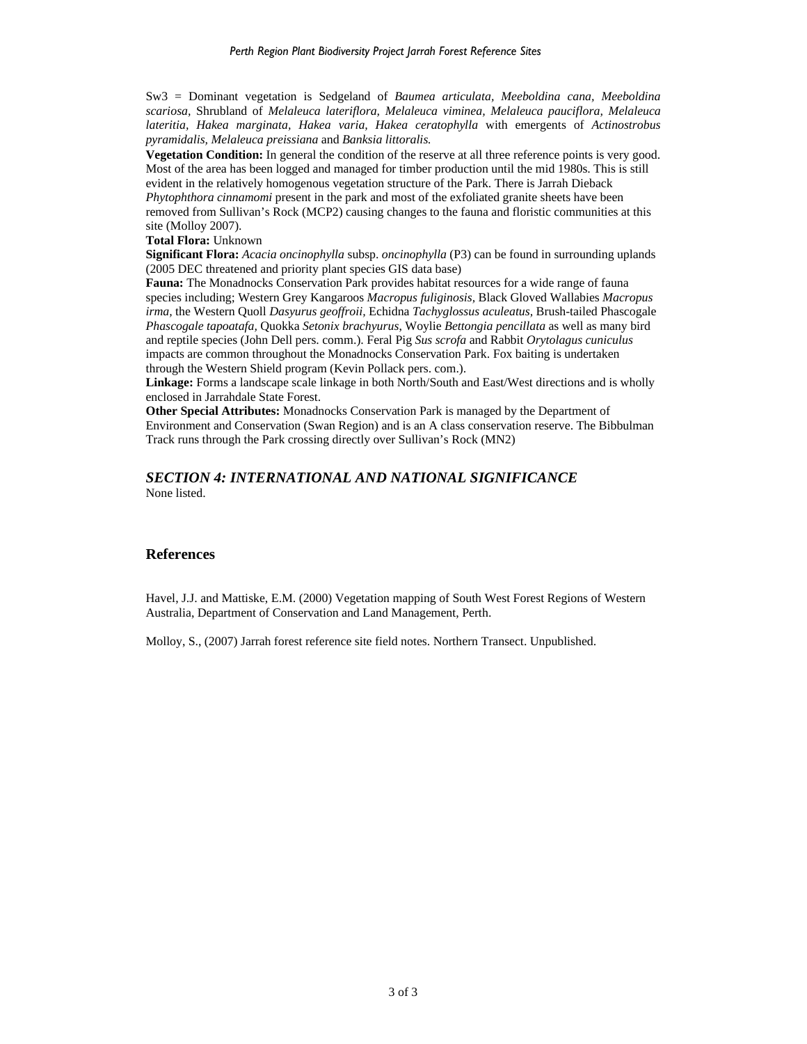Sw3 = Dominant vegetation is Sedgeland of *Baumea articulata, Meeboldina cana, Meeboldina scariosa,* Shrubland of *Melaleuca lateriflora, Melaleuca viminea, Melaleuca pauciflora, Melaleuca lateritia, Hakea marginata, Hakea varia, Hakea ceratophylla* with emergents of *Actinostrobus pyramidalis, Melaleuca preissiana* and *Banksia littoralis.*

**Vegetation Condition:** In general the condition of the reserve at all three reference points is very good. Most of the area has been logged and managed for timber production until the mid 1980s. This is still evident in the relatively homogenous vegetation structure of the Park. There is Jarrah Dieback *Phytophthora cinnamomi* present in the park and most of the exfoliated granite sheets have been removed from Sullivan's Rock (MCP2) causing changes to the fauna and floristic communities at this site (Molloy 2007).

**Total Flora:** Unknown

**Significant Flora:** *Acacia oncinophylla* subsp. *oncinophylla* (P3) can be found in surrounding uplands (2005 DEC threatened and priority plant species GIS data base)

**Fauna:** The Monadnocks Conservation Park provides habitat resources for a wide range of fauna species including; Western Grey Kangaroos *Macropus fuliginosis,* Black Gloved Wallabies *Macropus irma,* the Western Quoll *Dasyurus geoffroii,* Echidna *Tachyglossus aculeatus,* Brush-tailed Phascogale *Phascogale tapoatafa,* Quokka *Setonix brachyurus,* Woylie *Bettongia pencillata* as well as many bird and reptile species (John Dell pers. comm.). Feral Pig *Sus scrofa* and Rabbit *Orytolagus cuniculus* impacts are common throughout the Monadnocks Conservation Park. Fox baiting is undertaken through the Western Shield program (Kevin Pollack pers. com.).

**Linkage:** Forms a landscape scale linkage in both North/South and East/West directions and is wholly enclosed in Jarrahdale State Forest.

**Other Special Attributes:** Monadnocks Conservation Park is managed by the Department of Environment and Conservation (Swan Region) and is an A class conservation reserve. The Bibbulman Track runs through the Park crossing directly over Sullivan's Rock (MN2)

## *SECTION 4: INTERNATIONAL AND NATIONAL SIGNIFICANCE*

None listed.

## References

Havel, J.J. and Mattiske, E.M. (2000) Vegetation mapping of South West Forest Regions of Western Australia, Department of Conservation and Land Management, Perth.

Molloy, S., (2007) Jarrah forest reference site field notes. Northern Transect. Unpublished.